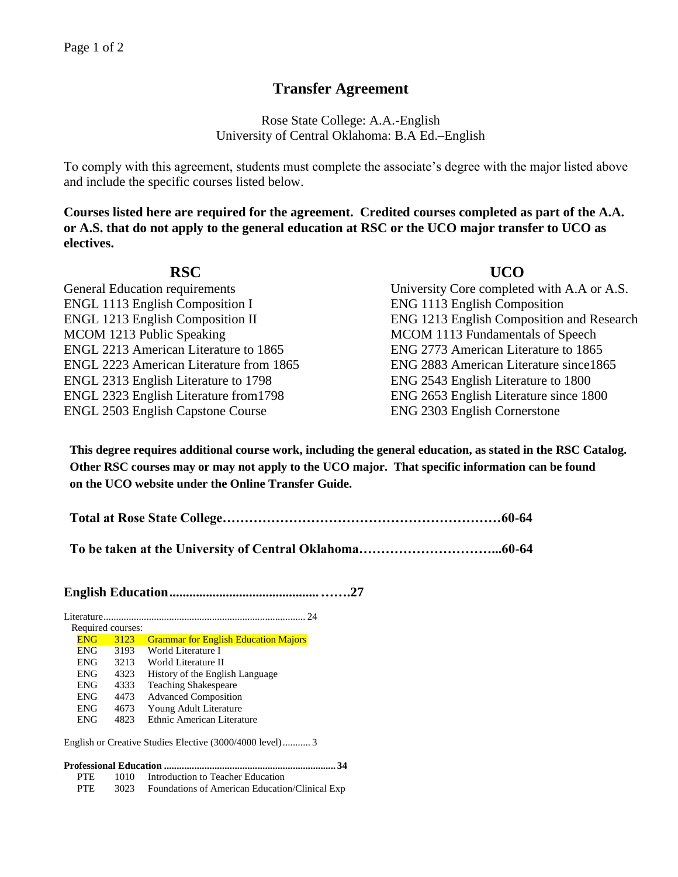# Transfer Agreement

Rose State College: A.A.-English
University of Central Oklahoma: B.A Ed.–English

To comply with this agreement, students must complete the associate's degree with the major listed above and include the specific courses listed below.

**Courses listed here are required for the agreement. Credited courses completed as part of the A.A. or A.S. that do not apply to the general education at RSC or the UCO major transfer to UCO as electives.**

| RSC | UCO |
|---|---|
| General Education requirements | University Core completed with A.A or A.S. |
| ENGL 1113 English Composition I | ENG 1113 English Composition |
| ENGL 1213 English Composition II | ENG 1213 English Composition and Research |
| MCOM 1213 Public Speaking | MCOM 1113 Fundamentals of Speech |
| ENGL 2213 American Literature to 1865 | ENG 2773 American Literature to 1865 |
| ENGL 2223 American Literature from 1865 | ENG 2883 American Literature since1865 |
| ENGL 2313 English Literature to 1798 | ENG 2543 English Literature to 1800 |
| ENGL 2323 English Literature from1798 | ENG 2653 English Literature since 1800 |
| ENGL 2503 English Capstone Course | ENG 2303 English Cornerstone |

**This degree requires additional course work, including the general education, as stated in the RSC Catalog. Other RSC courses may or may not apply to the UCO major. That specific information can be found on the UCO website under the Online Transfer Guide.**

**Total at Rose State College……………………………………………………60-64**

**To be taken at the University of Central Oklahoma…………………………...60-64**

**English Education............................................…….27**

Literature................................................................................ 24

Required courses:

| | | |
|---|---|---|
| ENG | 3123 | Grammar for English Education Majors |
| ENG | 3193 | World Literature I |
| ENG | 3213 | World Literature II |
| ENG | 4323 | History of the English Language |
| ENG | 4333 | Teaching Shakespeare |
| ENG | 4473 | Advanced Composition |
| ENG | 4673 | Young Adult Literature |
| ENG | 4823 | Ethnic American Literature |

English or Creative Studies Elective (3000/4000 level)........... 3

**Professional Education ....................................................................34**

| | | |
|---|---|---|
| PTE | 1010 | Introduction to Teacher Education |
| PTE | 3023 | Foundations of American Education/Clinical Exp |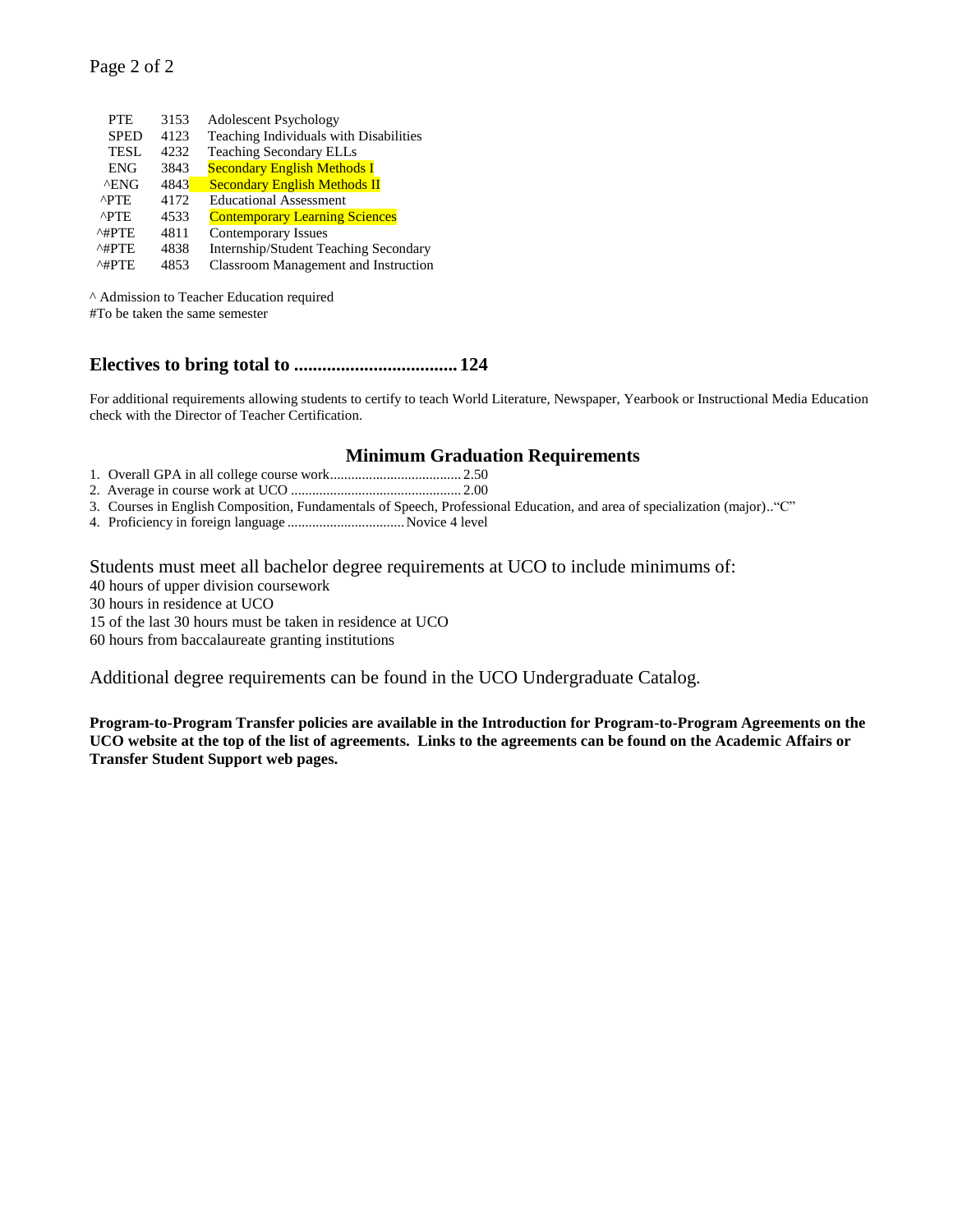| | | |
|---|---|---|
| PTE | 3153 | Adolescent Psychology |
| SPED | 4123 | Teaching Individuals with Disabilities |
| TESL | 4232 | Teaching Secondary ELLs |
| ENG | 3843 | Secondary English Methods I |
| ^ENG | 4843 | Secondary English Methods II |
| ^PTE | 4172 | Educational Assessment |
| ^PTE | 4533 | Contemporary Learning Sciences |
| ^#PTE | 4811 | Contemporary Issues |
| ^#PTE | 4838 | Internship/Student Teaching Secondary |
| ^#PTE | 4853 | Classroom Management and Instruction |

^ Admission to Teacher Education required
#To be taken the same semester

## Electives to bring total to ................................... 124

For additional requirements allowing students to certify to teach World Literature, Newspaper, Yearbook or Instructional Media Education check with the Director of Teacher Certification.

## Minimum Graduation Requirements

1. Overall GPA in all college course work..................................... 2.50
2. Average in course work at UCO ................................................ 2.00
3. Courses in English Composition, Fundamentals of Speech, Professional Education, and area of specialization (major)..“C”
4. Proficiency in foreign language ................................. Novice 4 level

Students must meet all bachelor degree requirements at UCO to include minimums of:
40 hours of upper division coursework
30 hours in residence at UCO
15 of the last 30 hours must be taken in residence at UCO
60 hours from baccalaureate granting institutions

Additional degree requirements can be found in the UCO Undergraduate Catalog.

**Program-to-Program Transfer policies are available in the Introduction for Program-to-Program Agreements on the UCO website at the top of the list of agreements. Links to the agreements can be found on the Academic Affairs or Transfer Student Support web pages.**